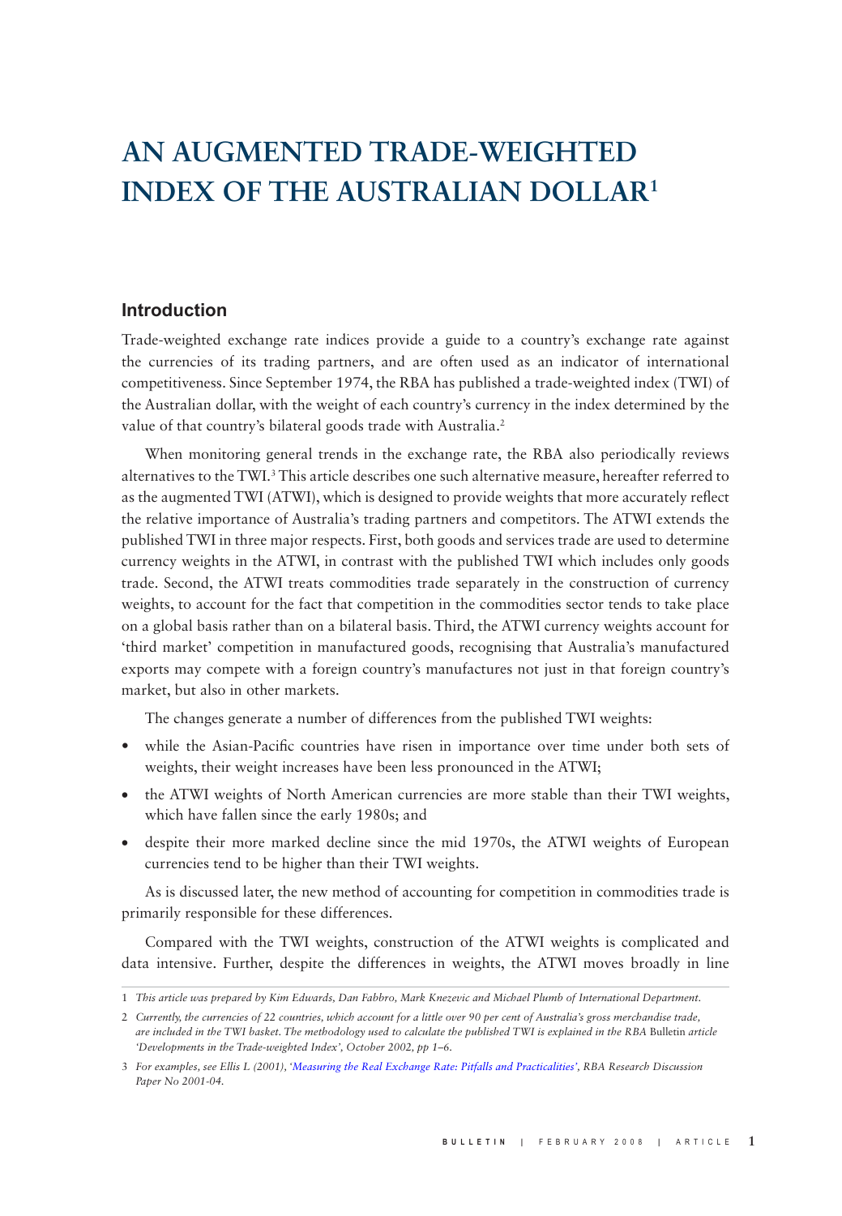# AN AUGMENTED TRADE-WEIGHTED INDEX OF THE AUSTRALIAN DOLLAR[1]

## Introduction

Trade-weighted exchange rate indices provide a guide to a country's exchange rate against the currencies of its trading partners, and are often used as an indicator of international competitiveness. Since September 1974, the RBA has published a trade-weighted index (TWI) of the Australian dollar, with the weight of each country's currency in the index determined by the value of that country's bilateral goods trade with Australia.[2]

When monitoring general trends in the exchange rate, the RBA also periodically reviews alternatives to the TWI.[3] This article describes one such alternative measure, hereafter referred to as the augmented TWI (ATWI), which is designed to provide weights that more accurately reflect the relative importance of Australia's trading partners and competitors. The ATWI extends the published TWI in three major respects. First, both goods and services trade are used to determine currency weights in the ATWI, in contrast with the published TWI which includes only goods trade. Second, the ATWI treats commodities trade separately in the construction of currency weights, to account for the fact that competition in the commodities sector tends to take place on a global basis rather than on a bilateral basis. Third, the ATWI currency weights account for 'third market' competition in manufactured goods, recognising that Australia's manufactured exports may compete with a foreign country's manufactures not just in that foreign country's market, but also in other markets.

The changes generate a number of differences from the published TWI weights:

- while the Asian-Pacific countries have risen in importance over time under both sets of weights, their weight increases have been less pronounced in the ATWI;
- the ATWI weights of North American currencies are more stable than their TWI weights, which have fallen since the early 1980s; and
- despite their more marked decline since the mid 1970s, the ATWI weights of European currencies tend to be higher than their TWI weights.

As is discussed later, the new method of accounting for competition in commodities trade is primarily responsible for these differences.

Compared with the TWI weights, construction of the ATWI weights is complicated and data intensive. Further, despite the differences in weights, the ATWI moves broadly in line

---

1 *This article was prepared by Kim Edwards, Dan Fabbro, Mark Knezevic and Michael Plumb of International Department.*

2 *Currently, the currencies of 22 countries, which account for a little over 90 per cent of Australia's gross merchandise trade, are included in the TWI basket. The methodology used to calculate the published TWI is explained in the RBA* Bulletin *article 'Developments in the Trade-weighted Index', October 2002, pp 1–6.*

3 *For examples, see Ellis L (2001), 'Measuring the Real Exchange Rate: Pitfalls and Practicalities', RBA Research Discussion Paper No 2001-04.*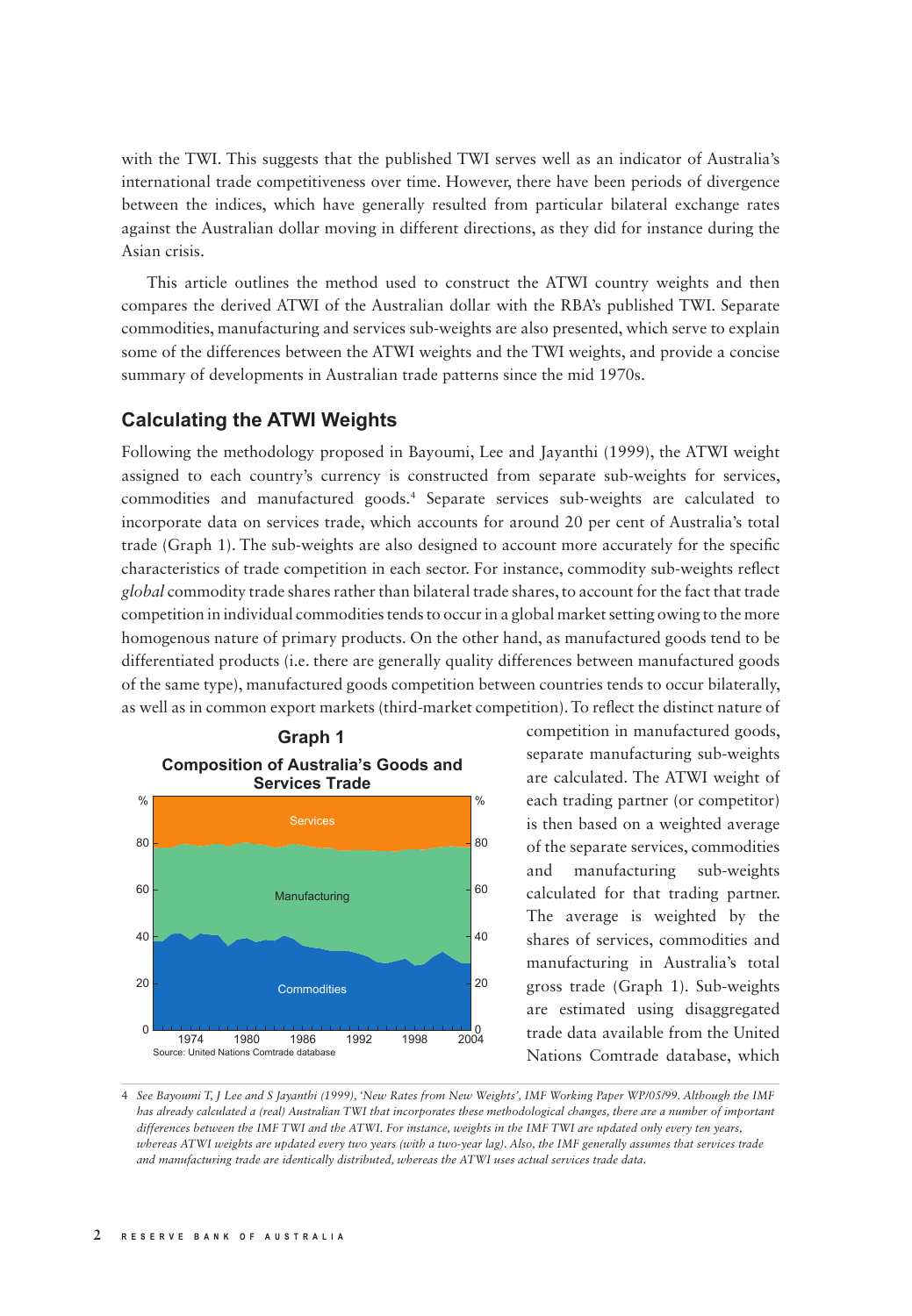with the TWI. This suggests that the published TWI serves well as an indicator of Australia's international trade competitiveness over time. However, there have been periods of divergence between the indices, which have generally resulted from particular bilateral exchange rates against the Australian dollar moving in different directions, as they did for instance during the Asian crisis.

This article outlines the method used to construct the ATWI country weights and then compares the derived ATWI of the Australian dollar with the RBA's published TWI. Separate commodities, manufacturing and services sub-weights are also presented, which serve to explain some of the differences between the ATWI weights and the TWI weights, and provide a concise summary of developments in Australian trade patterns since the mid 1970s.

## Calculating the ATWI Weights

Following the methodology proposed in Bayoumi, Lee and Jayanthi (1999), the ATWI weight assigned to each country's currency is constructed from separate sub-weights for services, commodities and manufactured goods.[4] Separate services sub-weights are calculated to incorporate data on services trade, which accounts for around 20 per cent of Australia's total trade (Graph 1). The sub-weights are also designed to account more accurately for the specific characteristics of trade competition in each sector. For instance, commodity sub-weights reflect *global* commodity trade shares rather than bilateral trade shares, to account for the fact that trade competition in individual commodities tends to occur in a global market setting owing to the more homogenous nature of primary products. On the other hand, as manufactured goods tend to be differentiated products (i.e. there are generally quality differences between manufactured goods of the same type), manufactured goods competition between countries tends to occur bilaterally, as well as in common export markets (third-market competition). To reflect the distinct nature of competition in manufactured goods, separate manufacturing sub-weights are calculated. The ATWI weight of each trading partner (or competitor) is then based on a weighted average of the separate services, commodities and manufacturing sub-weights calculated for that trading partner. The average is weighted by the shares of services, commodities and manufacturing in Australia's total gross trade (Graph 1). Sub-weights are estimated using disaggregated trade data available from the United Nations Comtrade database, which

**Graph 1**

**Composition of Australia's Goods and Services Trade**

Source: United Nations Comtrade database

---

4 *See Bayoumi T, J Lee and S Jayanthi (1999), 'New Rates from New Weights', IMF Working Paper WP/05/99. Although the IMF has already calculated a (real) Australian TWI that incorporates these methodological changes, there are a number of important differences between the IMF TWI and the ATWI. For instance, weights in the IMF TWI are updated only every ten years, whereas ATWI weights are updated every two years (with a two-year lag). Also, the IMF generally assumes that services trade and manufacturing trade are identically distributed, whereas the ATWI uses actual services trade data.*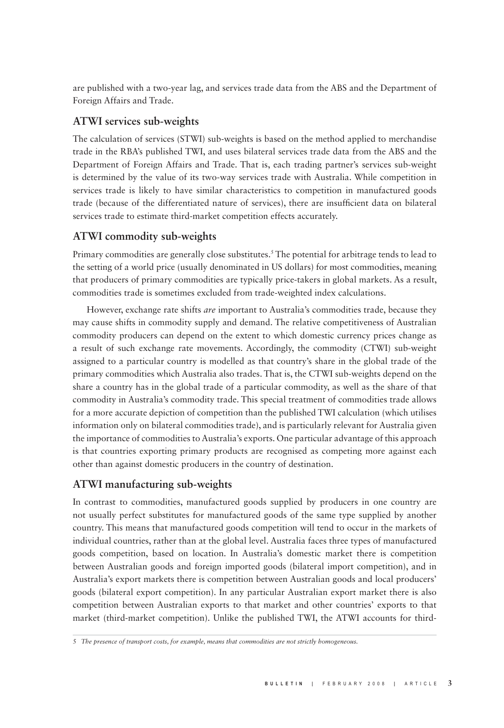are published with a two-year lag, and services trade data from the ABS and the Department of Foreign Affairs and Trade.

## ATWI services sub-weights

The calculation of services (STWI) sub-weights is based on the method applied to merchandise trade in the RBA's published TWI, and uses bilateral services trade data from the ABS and the Department of Foreign Affairs and Trade. That is, each trading partner's services sub-weight is determined by the value of its two-way services trade with Australia. While competition in services trade is likely to have similar characteristics to competition in manufactured goods trade (because of the differentiated nature of services), there are insufficient data on bilateral services trade to estimate third-market competition effects accurately.

## ATWI commodity sub-weights

Primary commodities are generally close substitutes.[5] The potential for arbitrage tends to lead to the setting of a world price (usually denominated in US dollars) for most commodities, meaning that producers of primary commodities are typically price-takers in global markets. As a result, commodities trade is sometimes excluded from trade-weighted index calculations.

However, exchange rate shifts *are* important to Australia's commodities trade, because they may cause shifts in commodity supply and demand. The relative competitiveness of Australian commodity producers can depend on the extent to which domestic currency prices change as a result of such exchange rate movements. Accordingly, the commodity (CTWI) sub-weight assigned to a particular country is modelled as that country's share in the global trade of the primary commodities which Australia also trades. That is, the CTWI sub-weights depend on the share a country has in the global trade of a particular commodity, as well as the share of that commodity in Australia's commodity trade. This special treatment of commodities trade allows for a more accurate depiction of competition than the published TWI calculation (which utilises information only on bilateral commodities trade), and is particularly relevant for Australia given the importance of commodities to Australia's exports. One particular advantage of this approach is that countries exporting primary products are recognised as competing more against each other than against domestic producers in the country of destination.

## ATWI manufacturing sub-weights

In contrast to commodities, manufactured goods supplied by producers in one country are not usually perfect substitutes for manufactured goods of the same type supplied by another country. This means that manufactured goods competition will tend to occur in the markets of individual countries, rather than at the global level. Australia faces three types of manufactured goods competition, based on location. In Australia's domestic market there is competition between Australian goods and foreign imported goods (bilateral import competition), and in Australia's export markets there is competition between Australian goods and local producers' goods (bilateral export competition). In any particular Australian export market there is also competition between Australian exports to that market and other countries' exports to that market (third-market competition). Unlike the published TWI, the ATWI accounts for third-

---

*5 The presence of transport costs, for example, means that commodities are not strictly homogeneous.*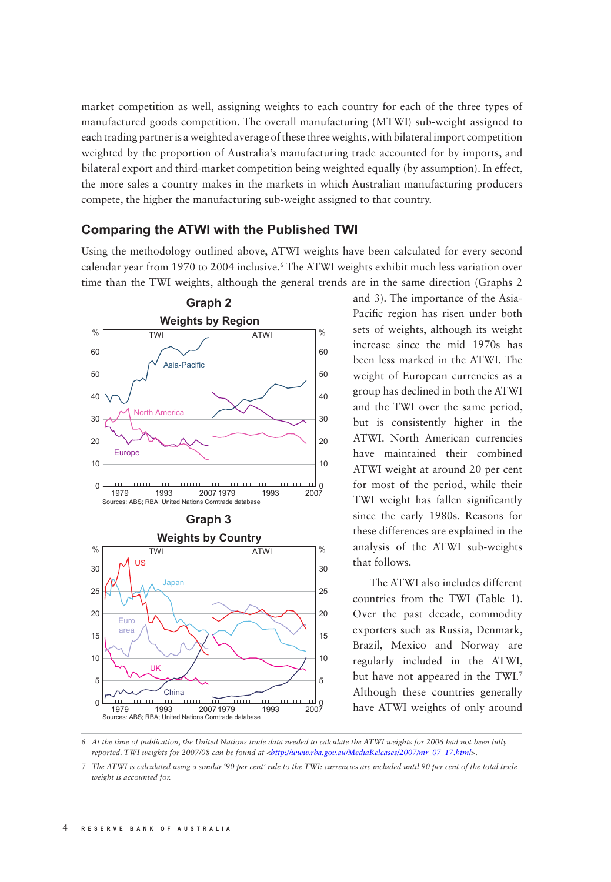market competition as well, assigning weights to each country for each of the three types of manufactured goods competition. The overall manufacturing (MTWI) sub-weight assigned to each trading partner is a weighted average of these three weights, with bilateral import competition weighted by the proportion of Australia's manufacturing trade accounted for by imports, and bilateral export and third-market competition being weighted equally (by assumption). In effect, the more sales a country makes in the markets in which Australian manufacturing producers compete, the higher the manufacturing sub-weight assigned to that country.

## Comparing the ATWI with the Published TWI

Using the methodology outlined above, ATWI weights have been calculated for every second calendar year from 1970 to 2004 inclusive.[6] The ATWI weights exhibit much less variation over time than the TWI weights, although the general trends are in the same direction (Graphs 2 and 3). The importance of the Asia-Pacific region has risen under both sets of weights, although its weight increase since the mid 1970s has been less marked in the ATWI. The weight of European currencies as a group has declined in both the ATWI and the TWI over the same period, but is consistently higher in the ATWI. North American currencies have maintained their combined ATWI weight at around 20 per cent for most of the period, while their TWI weight has fallen significantly since the early 1980s. Reasons for these differences are explained in the analysis of the ATWI sub-weights that follows.

**Graph 2**

**Weights by Region**

Sources: ABS; RBA; United Nations Comtrade database

**Graph 3**

**Weights by Country**

Sources: ABS; RBA; United Nations Comtrade database

The ATWI also includes different countries from the TWI (Table 1). Over the past decade, commodity exporters such as Russia, Denmark, Brazil, Mexico and Norway are regularly included in the ATWI, but have not appeared in the TWI.[7] Although these countries generally have ATWI weights of only around

---

6 *At the time of publication, the United Nations trade data needed to calculate the ATWI weights for 2006 had not been fully reported. TWI weights for 2007/08 can be found at <http://www.rba.gov.au/MediaReleases/2007/mr_07_17.html>.*

7 *The ATWI is calculated using a similar '90 per cent' rule to the TWI: currencies are included until 90 per cent of the total trade weight is accounted for.*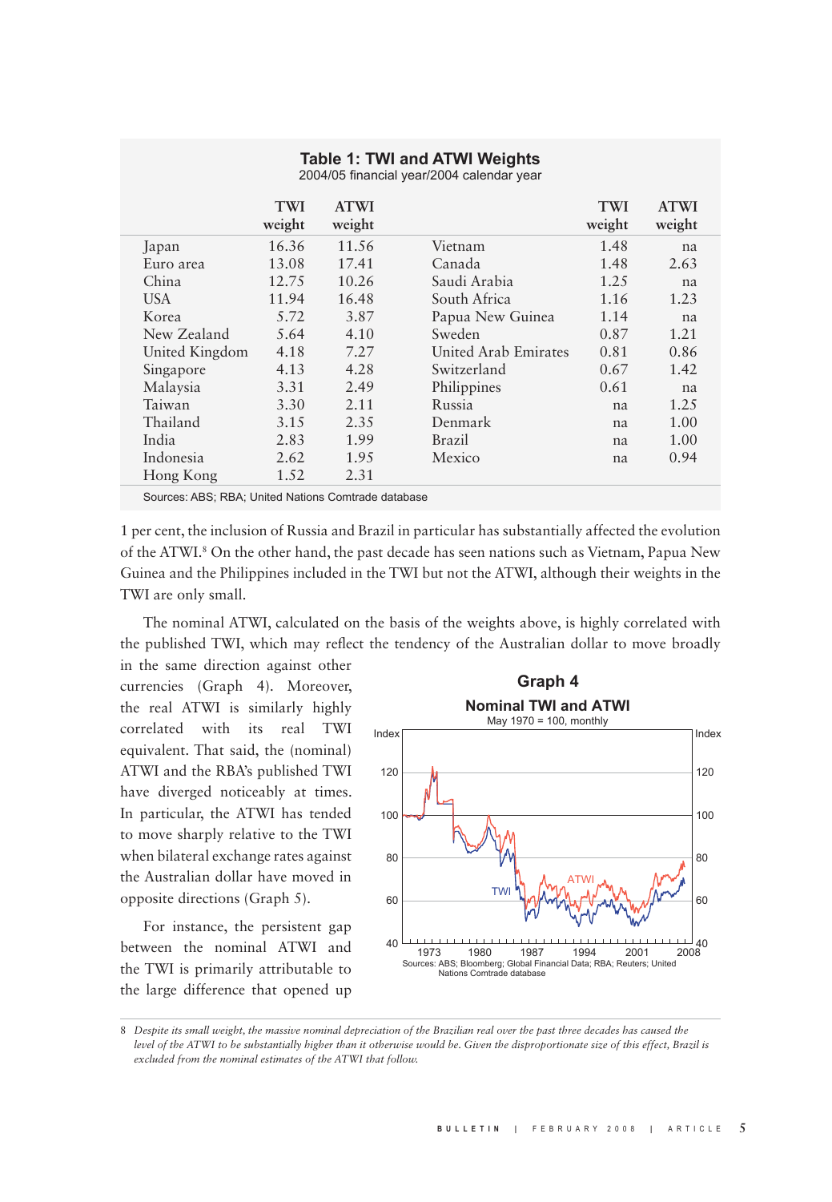**Table 1: TWI and ATWI Weights**
2004/05 financial year/2004 calendar year

| | TWI weight | ATWI weight | | TWI weight | ATWI weight |
|---|---|---|---|---|---|
| Japan | 16.36 | 11.56 | Vietnam | 1.48 | na |
| Euro area | 13.08 | 17.41 | Canada | 1.48 | 2.63 |
| China | 12.75 | 10.26 | Saudi Arabia | 1.25 | na |
| USA | 11.94 | 16.48 | South Africa | 1.16 | 1.23 |
| Korea | 5.72 | 3.87 | Papua New Guinea | 1.14 | na |
| New Zealand | 5.64 | 4.10 | Sweden | 0.87 | 1.21 |
| United Kingdom | 4.18 | 7.27 | United Arab Emirates | 0.81 | 0.86 |
| Singapore | 4.13 | 4.28 | Switzerland | 0.67 | 1.42 |
| Malaysia | 3.31 | 2.49 | Philippines | 0.61 | na |
| Taiwan | 3.30 | 2.11 | Russia | na | 1.25 |
| Thailand | 3.15 | 2.35 | Denmark | na | 1.00 |
| India | 2.83 | 1.99 | Brazil | na | 1.00 |
| Indonesia | 2.62 | 1.95 | Mexico | na | 0.94 |
| Hong Kong | 1.52 | 2.31 | | | |

Sources: ABS; RBA; United Nations Comtrade database

1 per cent, the inclusion of Russia and Brazil in particular has substantially affected the evolution of the ATWI.[8] On the other hand, the past decade has seen nations such as Vietnam, Papua New Guinea and the Philippines included in the TWI but not the ATWI, although their weights in the TWI are only small.

The nominal ATWI, calculated on the basis of the weights above, is highly correlated with the published TWI, which may reflect the tendency of the Australian dollar to move broadly in the same direction against other currencies (Graph 4). Moreover, the real ATWI is similarly highly correlated with its real TWI equivalent. That said, the (nominal) ATWI and the RBA's published TWI have diverged noticeably at times. In particular, the ATWI has tended to move sharply relative to the TWI when bilateral exchange rates against the Australian dollar have moved in opposite directions (Graph 5).

**Graph 4**
**Nominal TWI and ATWI**
May 1970 = 100, monthly

Sources: ABS; Bloomberg; Global Financial Data; RBA; Reuters; United Nations Comtrade database

For instance, the persistent gap between the nominal ATWI and the TWI is primarily attributable to the large difference that opened up

8 *Despite its small weight, the massive nominal depreciation of the Brazilian real over the past three decades has caused the level of the ATWI to be substantially higher than it otherwise would be. Given the disproportionate size of this effect, Brazil is excluded from the nominal estimates of the ATWI that follow.*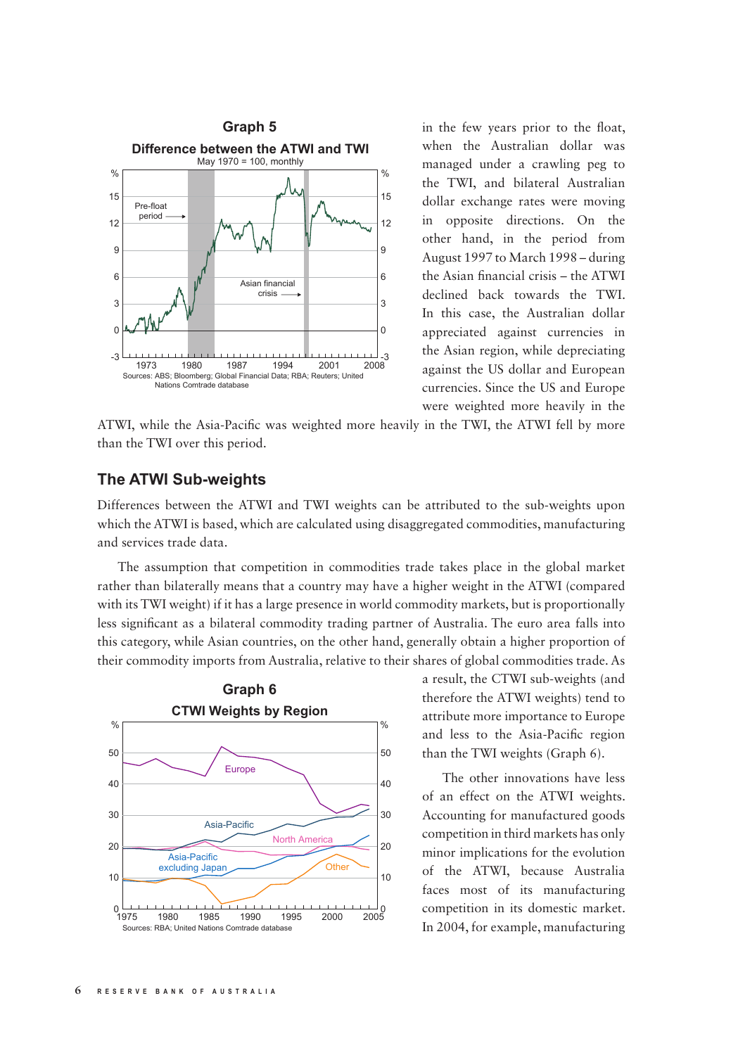**Graph 5**

**Difference between the ATWI and TWI**

May 1970 = 100, monthly

Sources: ABS; Bloomberg; Global Financial Data; RBA; Reuters; United Nations Comtrade database

in the few years prior to the float, when the Australian dollar was managed under a crawling peg to the TWI, and bilateral Australian dollar exchange rates were moving in opposite directions. On the other hand, in the period from August 1997 to March 1998 – during the Asian financial crisis – the ATWI declined back towards the TWI. In this case, the Australian dollar appreciated against currencies in the Asian region, while depreciating against the US dollar and European currencies. Since the US and Europe were weighted more heavily in the ATWI, while the Asia-Pacific was weighted more heavily in the TWI, the ATWI fell by more than the TWI over this period.

## The ATWI Sub-weights

Differences between the ATWI and TWI weights can be attributed to the sub-weights upon which the ATWI is based, which are calculated using disaggregated commodities, manufacturing and services trade data.

The assumption that competition in commodities trade takes place in the global market rather than bilaterally means that a country may have a higher weight in the ATWI (compared with its TWI weight) if it has a large presence in world commodity markets, but is proportionally less significant as a bilateral commodity trading partner of Australia. The euro area falls into this category, while Asian countries, on the other hand, generally obtain a higher proportion of their commodity imports from Australia, relative to their shares of global commodities trade. As a result, the CTWI sub-weights (and therefore the ATWI weights) tend to attribute more importance to Europe and less to the Asia-Pacific region than the TWI weights (Graph 6).

**Graph 6**

**CTWI Weights by Region**

Sources: RBA; United Nations Comtrade database

The other innovations have less of an effect on the ATWI weights. Accounting for manufactured goods competition in third markets has only minor implications for the evolution of the ATWI, because Australia faces most of its manufacturing competition in its domestic market. In 2004, for example, manufacturing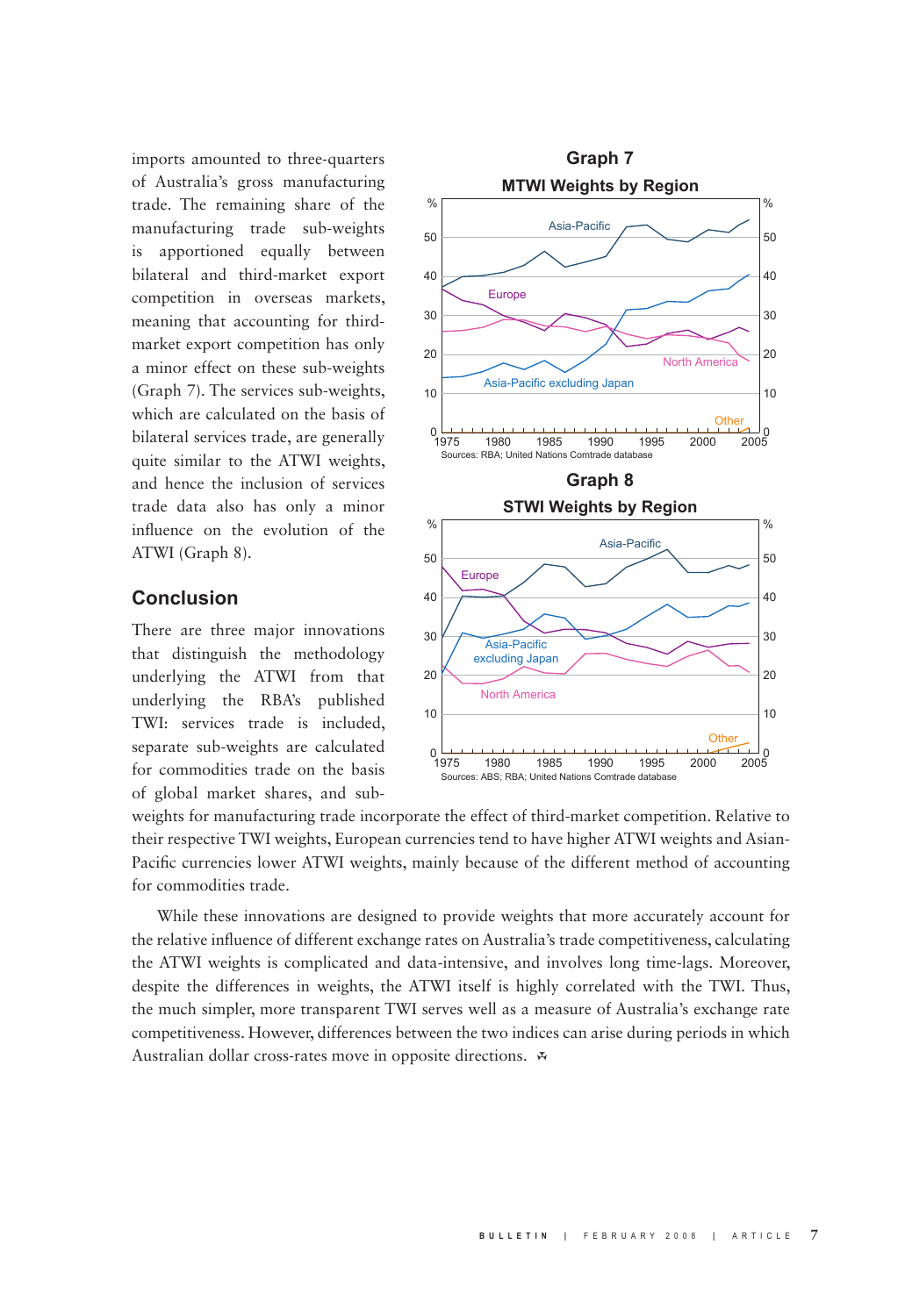imports amounted to three-quarters of Australia's gross manufacturing trade. The remaining share of the manufacturing trade sub-weights is apportioned equally between bilateral and third-market export competition in overseas markets, meaning that accounting for third-market export competition has only a minor effect on these sub-weights (Graph 7). The services sub-weights, which are calculated on the basis of bilateral services trade, are generally quite similar to the ATWI weights, and hence the inclusion of services trade data also has only a minor influence on the evolution of the ATWI (Graph 8).

**Graph 7**

**MTWI Weights by Region**

%
50
40
30
20
10
0

Asia-Pacific
Europe
North America
Asia-Pacific excluding Japan
Other

1975 1980 1985 1990 1995 2000 2005

Sources: RBA; United Nations Comtrade database

**Graph 8**

**STWI Weights by Region**

%
50
40
30
20
10
0

Asia-Pacific
Europe
Asia-Pacific excluding Japan
North America
Other

1975 1980 1985 1990 1995 2000 2005

Sources: ABS; RBA; United Nations Comtrade database

## Conclusion

There are three major innovations that distinguish the methodology underlying the ATWI from that underlying the RBA's published TWI: services trade is included, separate sub-weights are calculated for commodities trade on the basis of global market shares, and sub-weights for manufacturing trade incorporate the effect of third-market competition. Relative to their respective TWI weights, European currencies tend to have higher ATWI weights and Asian-Pacific currencies lower ATWI weights, mainly because of the different method of accounting for commodities trade.

While these innovations are designed to provide weights that more accurately account for the relative influence of different exchange rates on Australia's trade competitiveness, calculating the ATWI weights is complicated and data-intensive, and involves long time-lags. Moreover, despite the differences in weights, the ATWI itself is highly correlated with the TWI. Thus, the much simpler, more transparent TWI serves well as a measure of Australia's exchange rate competitiveness. However, differences between the two indices can arise during periods in which Australian dollar cross-rates move in opposite directions.